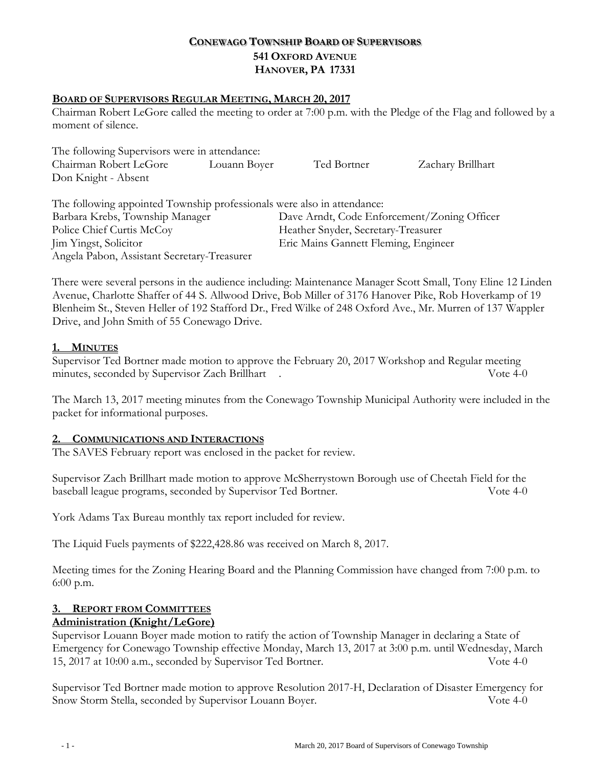# CONEWAGO TOWNSHIP BOARD OF SUPERVISORS
## 541 OXFORD AVENUE
## HANOVER, PA 17331

**BOARD OF SUPERVISORS REGULAR MEETING, MARCH 20, 2017**

Chairman Robert LeGore called the meeting to order at 7:00 p.m. with the Pledge of the Flag and followed by a moment of silence.

The following Supervisors were in attendance:
Chairman Robert LeGore Louann Boyer Ted Bortner Zachary Brillhart
Don Knight - Absent

The following appointed Township professionals were also in attendance:
Barbara Krebs, Township Manager
Dave Arndt, Code Enforcement/Zoning Officer
Police Chief Curtis McCoy
Heather Snyder, Secretary-Treasurer
Jim Yingst, Solicitor
Eric Mains Gannett Fleming, Engineer
Angela Pabon, Assistant Secretary-Treasurer

There were several persons in the audience including: Maintenance Manager Scott Small, Tony Eline 12 Linden Avenue, Charlotte Shaffer of 44 S. Allwood Drive, Bob Miller of 3176 Hanover Pike, Rob Hoverkamp of 19 Blenheim St., Steven Heller of 192 Stafford Dr., Fred Wilke of 248 Oxford Ave., Mr. Murren of 137 Wappler Drive, and John Smith of 55 Conewago Drive.

## 1. MINUTES

Supervisor Ted Bortner made motion to approve the February 20, 2017 Workshop and Regular meeting minutes, seconded by Supervisor Zach Brillhart . Vote 4-0

The March 13, 2017 meeting minutes from the Conewago Township Municipal Authority were included in the packet for informational purposes.

## 2. COMMUNICATIONS AND INTERACTIONS

The SAVES February report was enclosed in the packet for review.

Supervisor Zach Brillhart made motion to approve McSherrystown Borough use of Cheetah Field for the baseball league programs, seconded by Supervisor Ted Bortner. Vote 4-0

York Adams Tax Bureau monthly tax report included for review.

The Liquid Fuels payments of $222,428.86 was received on March 8, 2017.

Meeting times for the Zoning Hearing Board and the Planning Commission have changed from 7:00 p.m. to 6:00 p.m.

## 3. REPORT FROM COMMITTEES

**Administration (Knight/LeGore)**

Supervisor Louann Boyer made motion to ratify the action of Township Manager in declaring a State of Emergency for Conewago Township effective Monday, March 13, 2017 at 3:00 p.m. until Wednesday, March 15, 2017 at 10:00 a.m., seconded by Supervisor Ted Bortner. Vote 4-0

Supervisor Ted Bortner made motion to approve Resolution 2017-H, Declaration of Disaster Emergency for Snow Storm Stella, seconded by Supervisor Louann Boyer. Vote 4-0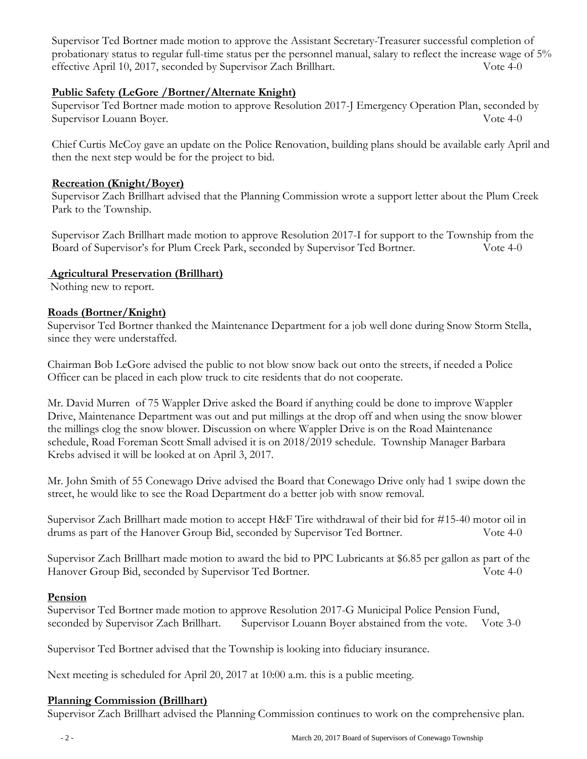Supervisor Ted Bortner made motion to approve the Assistant Secretary-Treasurer successful completion of probationary status to regular full-time status per the personnel manual, salary to reflect the increase wage of 5% effective April 10, 2017, seconded by Supervisor Zach Brillhart. Vote 4-0

**Public Safety (LeGore /Bortner/Alternate Knight)**

Supervisor Ted Bortner made motion to approve Resolution 2017-J Emergency Operation Plan, seconded by Supervisor Louann Boyer. Vote 4-0

Chief Curtis McCoy gave an update on the Police Renovation, building plans should be available early April and then the next step would be for the project to bid.

**Recreation (Knight/Boyer)**

Supervisor Zach Brillhart advised that the Planning Commission wrote a support letter about the Plum Creek Park to the Township.

Supervisor Zach Brillhart made motion to approve Resolution 2017-I for support to the Township from the Board of Supervisor's for Plum Creek Park, seconded by Supervisor Ted Bortner. Vote 4-0

**Agricultural Preservation (Brillhart)**

Nothing new to report.

**Roads (Bortner/Knight)**

Supervisor Ted Bortner thanked the Maintenance Department for a job well done during Snow Storm Stella, since they were understaffed.

Chairman Bob LeGore advised the public to not blow snow back out onto the streets, if needed a Police Officer can be placed in each plow truck to cite residents that do not cooperate.

Mr. David Murren of 75 Wappler Drive asked the Board if anything could be done to improve Wappler Drive, Maintenance Department was out and put millings at the drop off and when using the snow blower the millings clog the snow blower. Discussion on where Wappler Drive is on the Road Maintenance schedule, Road Foreman Scott Small advised it is on 2018/2019 schedule. Township Manager Barbara Krebs advised it will be looked at on April 3, 2017.

Mr. John Smith of 55 Conewago Drive advised the Board that Conewago Drive only had 1 swipe down the street, he would like to see the Road Department do a better job with snow removal.

Supervisor Zach Brillhart made motion to accept H&F Tire withdrawal of their bid for #15-40 motor oil in drums as part of the Hanover Group Bid, seconded by Supervisor Ted Bortner. Vote 4-0

Supervisor Zach Brillhart made motion to award the bid to PPC Lubricants at $6.85 per gallon as part of the Hanover Group Bid, seconded by Supervisor Ted Bortner. Vote 4-0

**Pension**

Supervisor Ted Bortner made motion to approve Resolution 2017-G Municipal Police Pension Fund, seconded by Supervisor Zach Brillhart. Supervisor Louann Boyer abstained from the vote. Vote 3-0

Supervisor Ted Bortner advised that the Township is looking into fiduciary insurance.

Next meeting is scheduled for April 20, 2017 at 10:00 a.m. this is a public meeting.

**Planning Commission (Brillhart)**

Supervisor Zach Brillhart advised the Planning Commission continues to work on the comprehensive plan.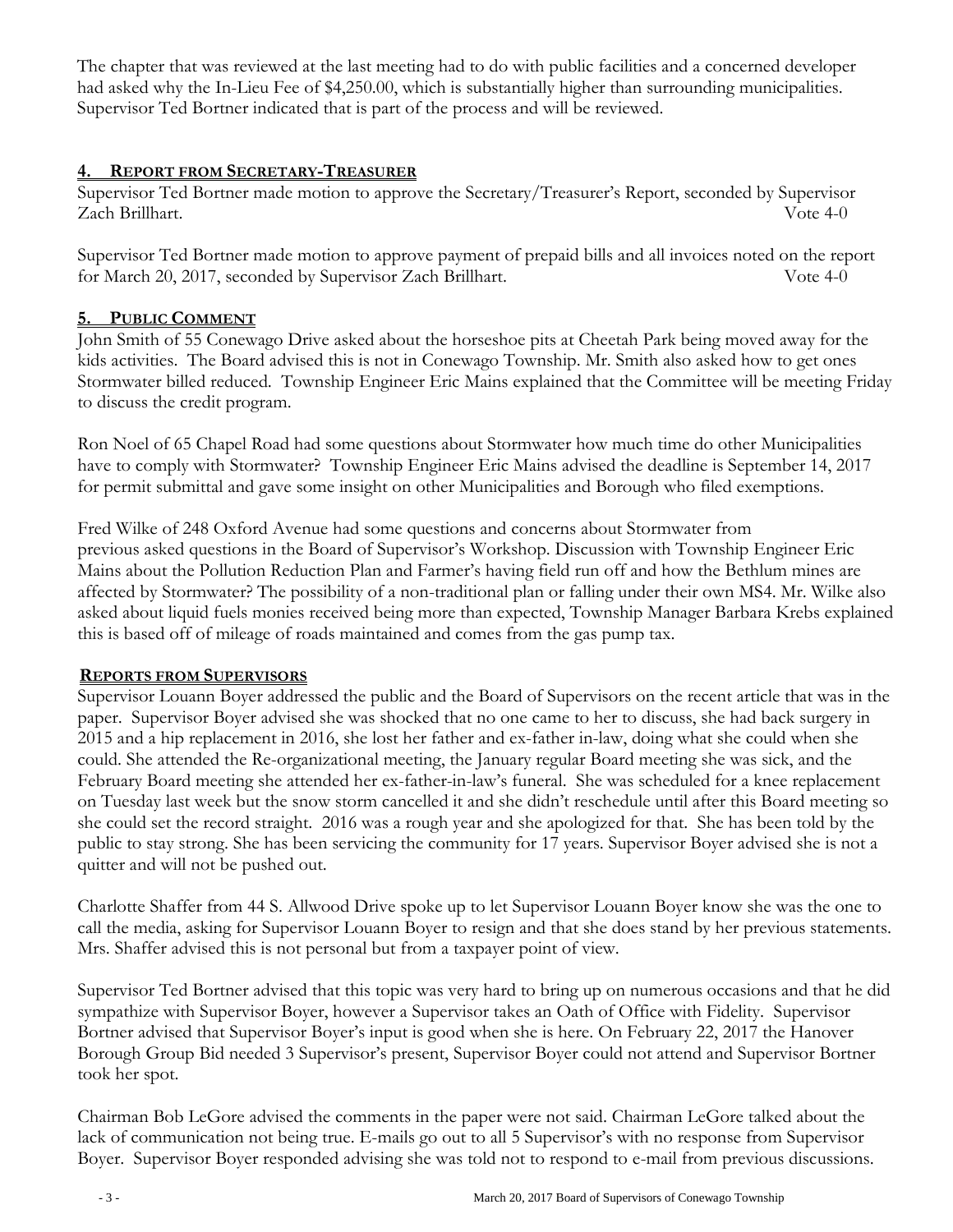The chapter that was reviewed at the last meeting had to do with public facilities and a concerned developer had asked why the In-Lieu Fee of $4,250.00, which is substantially higher than surrounding municipalities. Supervisor Ted Bortner indicated that is part of the process and will be reviewed.

## 4. REPORT FROM SECRETARY-TREASURER

Supervisor Ted Bortner made motion to approve the Secretary/Treasurer's Report, seconded by Supervisor Zach Brillhart. Vote 4-0

Supervisor Ted Bortner made motion to approve payment of prepaid bills and all invoices noted on the report for March 20, 2017, seconded by Supervisor Zach Brillhart. Vote 4-0

## 5. PUBLIC COMMENT

John Smith of 55 Conewago Drive asked about the horseshoe pits at Cheetah Park being moved away for the kids activities. The Board advised this is not in Conewago Township. Mr. Smith also asked how to get ones Stormwater billed reduced. Township Engineer Eric Mains explained that the Committee will be meeting Friday to discuss the credit program.

Ron Noel of 65 Chapel Road had some questions about Stormwater how much time do other Municipalities have to comply with Stormwater? Township Engineer Eric Mains advised the deadline is September 14, 2017 for permit submittal and gave some insight on other Municipalities and Borough who filed exemptions.

Fred Wilke of 248 Oxford Avenue had some questions and concerns about Stormwater from previous asked questions in the Board of Supervisor's Workshop. Discussion with Township Engineer Eric Mains about the Pollution Reduction Plan and Farmer's having field run off and how the Bethlum mines are affected by Stormwater? The possibility of a non-traditional plan or falling under their own MS4. Mr. Wilke also asked about liquid fuels monies received being more than expected, Township Manager Barbara Krebs explained this is based off of mileage of roads maintained and comes from the gas pump tax.

## REPORTS FROM SUPERVISORS

Supervisor Louann Boyer addressed the public and the Board of Supervisors on the recent article that was in the paper. Supervisor Boyer advised she was shocked that no one came to her to discuss, she had back surgery in 2015 and a hip replacement in 2016, she lost her father and ex-father in-law, doing what she could when she could. She attended the Re-organizational meeting, the January regular Board meeting she was sick, and the February Board meeting she attended her ex-father-in-law's funeral. She was scheduled for a knee replacement on Tuesday last week but the snow storm cancelled it and she didn't reschedule until after this Board meeting so she could set the record straight. 2016 was a rough year and she apologized for that. She has been told by the public to stay strong. She has been servicing the community for 17 years. Supervisor Boyer advised she is not a quitter and will not be pushed out.

Charlotte Shaffer from 44 S. Allwood Drive spoke up to let Supervisor Louann Boyer know she was the one to call the media, asking for Supervisor Louann Boyer to resign and that she does stand by her previous statements. Mrs. Shaffer advised this is not personal but from a taxpayer point of view.

Supervisor Ted Bortner advised that this topic was very hard to bring up on numerous occasions and that he did sympathize with Supervisor Boyer, however a Supervisor takes an Oath of Office with Fidelity. Supervisor Bortner advised that Supervisor Boyer's input is good when she is here. On February 22, 2017 the Hanover Borough Group Bid needed 3 Supervisor's present, Supervisor Boyer could not attend and Supervisor Bortner took her spot.

Chairman Bob LeGore advised the comments in the paper were not said. Chairman LeGore talked about the lack of communication not being true. E-mails go out to all 5 Supervisor's with no response from Supervisor Boyer. Supervisor Boyer responded advising she was told not to respond to e-mail from previous discussions.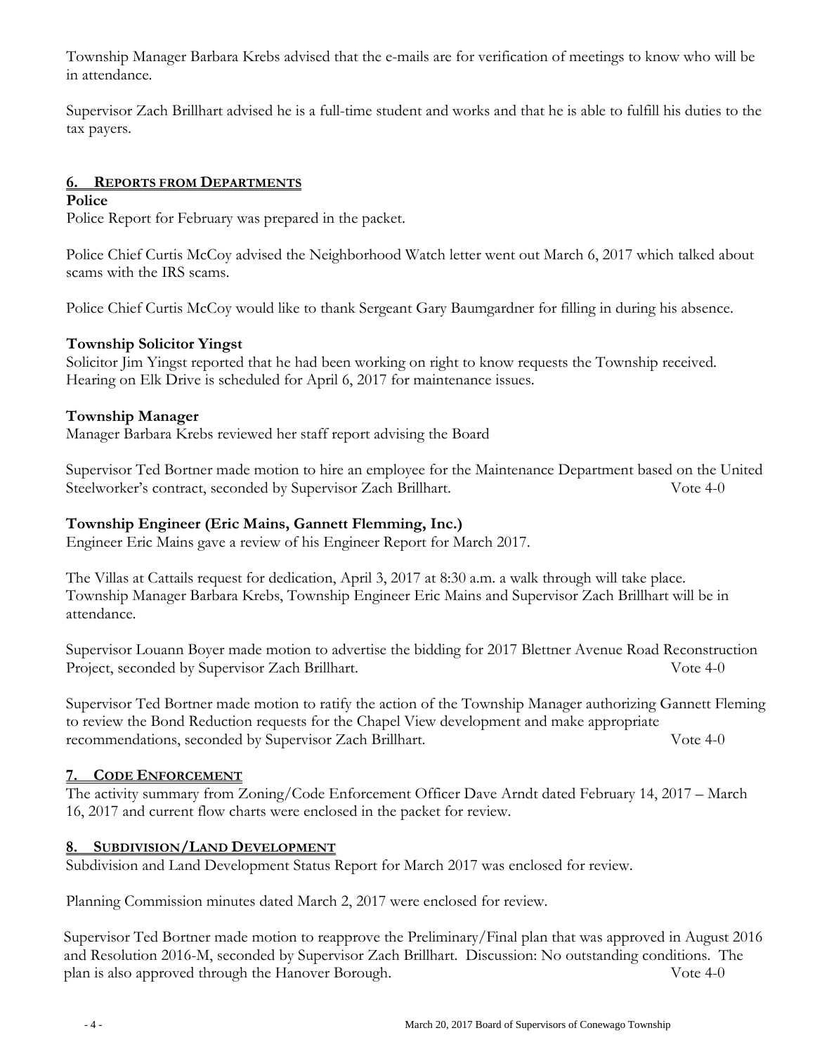Township Manager Barbara Krebs advised that the e-mails are for verification of meetings to know who will be in attendance.

Supervisor Zach Brillhart advised he is a full-time student and works and that he is able to fulfill his duties to the tax payers.

## 6. REPORTS FROM DEPARTMENTS

**Police**

Police Report for February was prepared in the packet.

Police Chief Curtis McCoy advised the Neighborhood Watch letter went out March 6, 2017 which talked about scams with the IRS scams.

Police Chief Curtis McCoy would like to thank Sergeant Gary Baumgardner for filling in during his absence.

**Township Solicitor Yingst**

Solicitor Jim Yingst reported that he had been working on right to know requests the Township received. Hearing on Elk Drive is scheduled for April 6, 2017 for maintenance issues.

**Township Manager**

Manager Barbara Krebs reviewed her staff report advising the Board

Supervisor Ted Bortner made motion to hire an employee for the Maintenance Department based on the United Steelworker's contract, seconded by Supervisor Zach Brillhart. Vote 4-0

**Township Engineer (Eric Mains, Gannett Flemming, Inc.)**

Engineer Eric Mains gave a review of his Engineer Report for March 2017.

The Villas at Cattails request for dedication, April 3, 2017 at 8:30 a.m. a walk through will take place. Township Manager Barbara Krebs, Township Engineer Eric Mains and Supervisor Zach Brillhart will be in attendance.

Supervisor Louann Boyer made motion to advertise the bidding for 2017 Blettner Avenue Road Reconstruction Project, seconded by Supervisor Zach Brillhart. Vote 4-0

Supervisor Ted Bortner made motion to ratify the action of the Township Manager authorizing Gannett Fleming to review the Bond Reduction requests for the Chapel View development and make appropriate recommendations, seconded by Supervisor Zach Brillhart. Vote 4-0

## 7. CODE ENFORCEMENT

The activity summary from Zoning/Code Enforcement Officer Dave Arndt dated February 14, 2017 – March 16, 2017 and current flow charts were enclosed in the packet for review.

## 8. SUBDIVISION/LAND DEVELOPMENT

Subdivision and Land Development Status Report for March 2017 was enclosed for review.

Planning Commission minutes dated March 2, 2017 were enclosed for review.

Supervisor Ted Bortner made motion to reapprove the Preliminary/Final plan that was approved in August 2016 and Resolution 2016-M, seconded by Supervisor Zach Brillhart. Discussion: No outstanding conditions. The plan is also approved through the Hanover Borough. Vote 4-0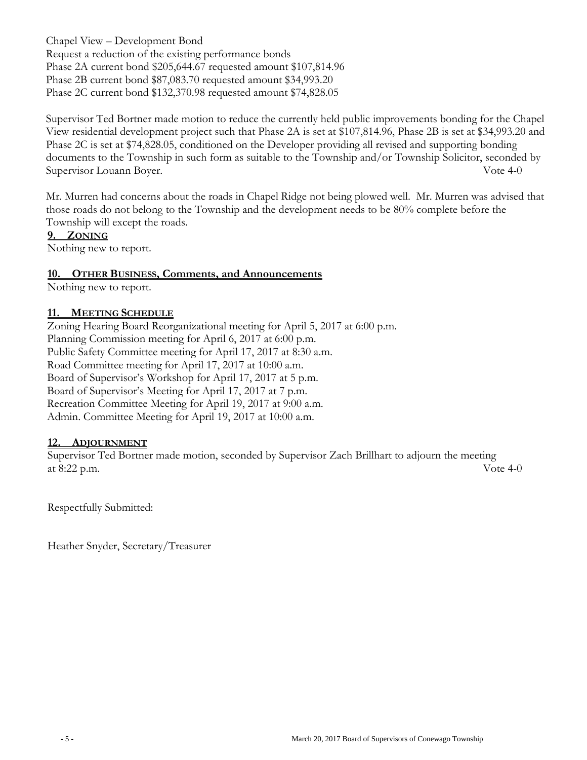Chapel View – Development Bond
Request a reduction of the existing performance bonds
Phase 2A current bond $205,644.67 requested amount $107,814.96
Phase 2B current bond $87,083.70 requested amount $34,993.20
Phase 2C current bond $132,370.98 requested amount $74,828.05

Supervisor Ted Bortner made motion to reduce the currently held public improvements bonding for the Chapel View residential development project such that Phase 2A is set at $107,814.96, Phase 2B is set at $34,993.20 and Phase 2C is set at $74,828.05, conditioned on the Developer providing all revised and supporting bonding documents to the Township in such form as suitable to the Township and/or Township Solicitor, seconded by Supervisor Louann Boyer. Vote 4-0

Mr. Murren had concerns about the roads in Chapel Ridge not being plowed well. Mr. Murren was advised that those roads do not belong to the Township and the development needs to be 80% complete before the Township will except the roads.

## 9. ZONING

Nothing new to report.

## 10. OTHER BUSINESS, Comments, and Announcements

Nothing new to report.

## 11. MEETING SCHEDULE

Zoning Hearing Board Reorganizational meeting for April 5, 2017 at 6:00 p.m.
Planning Commission meeting for April 6, 2017 at 6:00 p.m.
Public Safety Committee meeting for April 17, 2017 at 8:30 a.m.
Road Committee meeting for April 17, 2017 at 10:00 a.m.
Board of Supervisor's Workshop for April 17, 2017 at 5 p.m.
Board of Supervisor's Meeting for April 17, 2017 at 7 p.m.
Recreation Committee Meeting for April 19, 2017 at 9:00 a.m.
Admin. Committee Meeting for April 19, 2017 at 10:00 a.m.

## 12. ADJOURNMENT

Supervisor Ted Bortner made motion, seconded by Supervisor Zach Brillhart to adjourn the meeting at 8:22 p.m. Vote 4-0

Respectfully Submitted:

Heather Snyder, Secretary/Treasurer